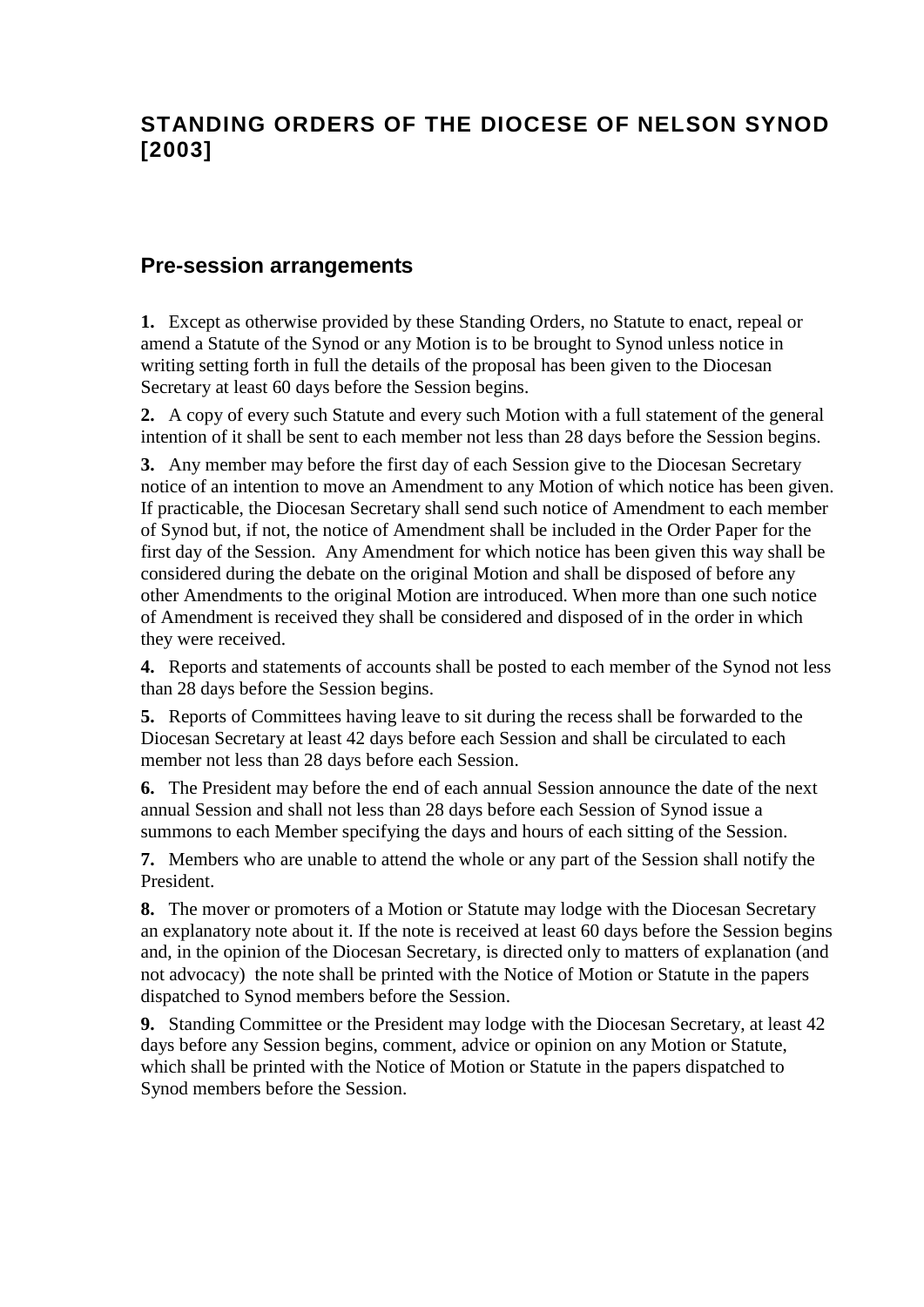# STANDING ORDERS OF THE DIOCESE OF NELSON SYNOD [2003]

## Pre-session arrangements

**1.** Except as otherwise provided by these Standing Orders, no Statute to enact, repeal or amend a Statute of the Synod or any Motion is to be brought to Synod unless notice in writing setting forth in full the details of the proposal has been given to the Diocesan Secretary at least 60 days before the Session begins.

**2.** A copy of every such Statute and every such Motion with a full statement of the general intention of it shall be sent to each member not less than 28 days before the Session begins.

**3.** Any member may before the first day of each Session give to the Diocesan Secretary notice of an intention to move an Amendment to any Motion of which notice has been given. If practicable, the Diocesan Secretary shall send such notice of Amendment to each member of Synod but, if not, the notice of Amendment shall be included in the Order Paper for the first day of the Session. Any Amendment for which notice has been given this way shall be considered during the debate on the original Motion and shall be disposed of before any other Amendments to the original Motion are introduced. When more than one such notice of Amendment is received they shall be considered and disposed of in the order in which they were received.

**4.** Reports and statements of accounts shall be posted to each member of the Synod not less than 28 days before the Session begins.

**5.** Reports of Committees having leave to sit during the recess shall be forwarded to the Diocesan Secretary at least 42 days before each Session and shall be circulated to each member not less than 28 days before each Session.

**6.** The President may before the end of each annual Session announce the date of the next annual Session and shall not less than 28 days before each Session of Synod issue a summons to each Member specifying the days and hours of each sitting of the Session.

**7.** Members who are unable to attend the whole or any part of the Session shall notify the President.

**8.** The mover or promoters of a Motion or Statute may lodge with the Diocesan Secretary an explanatory note about it. If the note is received at least 60 days before the Session begins and, in the opinion of the Diocesan Secretary, is directed only to matters of explanation (and not advocacy) the note shall be printed with the Notice of Motion or Statute in the papers dispatched to Synod members before the Session.

**9.** Standing Committee or the President may lodge with the Diocesan Secretary, at least 42 days before any Session begins, comment, advice or opinion on any Motion or Statute, which shall be printed with the Notice of Motion or Statute in the papers dispatched to Synod members before the Session.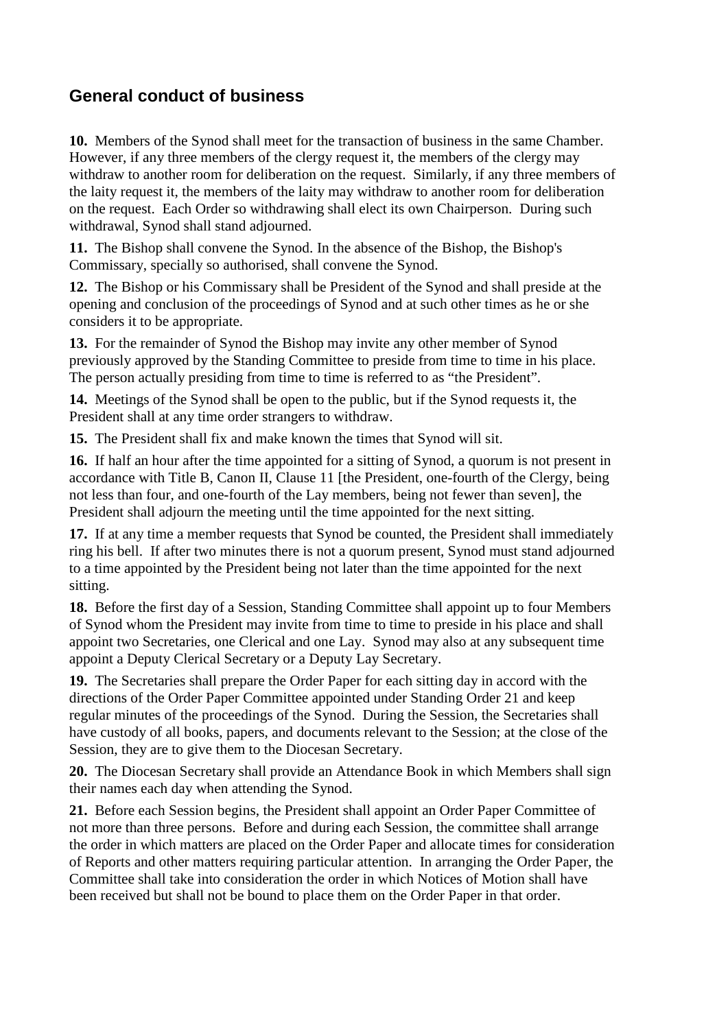## General conduct of business

**10.** Members of the Synod shall meet for the transaction of business in the same Chamber. However, if any three members of the clergy request it, the members of the clergy may withdraw to another room for deliberation on the request. Similarly, if any three members of the laity request it, the members of the laity may withdraw to another room for deliberation on the request. Each Order so withdrawing shall elect its own Chairperson. During such withdrawal, Synod shall stand adjourned.

**11.** The Bishop shall convene the Synod. In the absence of the Bishop, the Bishop's Commissary, specially so authorised, shall convene the Synod.

**12.** The Bishop or his Commissary shall be President of the Synod and shall preside at the opening and conclusion of the proceedings of Synod and at such other times as he or she considers it to be appropriate.

**13.** For the remainder of Synod the Bishop may invite any other member of Synod previously approved by the Standing Committee to preside from time to time in his place. The person actually presiding from time to time is referred to as "the President".

**14.** Meetings of the Synod shall be open to the public, but if the Synod requests it, the President shall at any time order strangers to withdraw.

**15.** The President shall fix and make known the times that Synod will sit.

**16.** If half an hour after the time appointed for a sitting of Synod, a quorum is not present in accordance with Title B, Canon II, Clause 11 [the President, one-fourth of the Clergy, being not less than four, and one-fourth of the Lay members, being not fewer than seven], the President shall adjourn the meeting until the time appointed for the next sitting.

**17.** If at any time a member requests that Synod be counted, the President shall immediately ring his bell. If after two minutes there is not a quorum present, Synod must stand adjourned to a time appointed by the President being not later than the time appointed for the next sitting.

**18.** Before the first day of a Session, Standing Committee shall appoint up to four Members of Synod whom the President may invite from time to time to preside in his place and shall appoint two Secretaries, one Clerical and one Lay. Synod may also at any subsequent time appoint a Deputy Clerical Secretary or a Deputy Lay Secretary.

**19.** The Secretaries shall prepare the Order Paper for each sitting day in accord with the directions of the Order Paper Committee appointed under Standing Order 21 and keep regular minutes of the proceedings of the Synod. During the Session, the Secretaries shall have custody of all books, papers, and documents relevant to the Session; at the close of the Session, they are to give them to the Diocesan Secretary.

**20.** The Diocesan Secretary shall provide an Attendance Book in which Members shall sign their names each day when attending the Synod.

**21.** Before each Session begins, the President shall appoint an Order Paper Committee of not more than three persons. Before and during each Session, the committee shall arrange the order in which matters are placed on the Order Paper and allocate times for consideration of Reports and other matters requiring particular attention. In arranging the Order Paper, the Committee shall take into consideration the order in which Notices of Motion shall have been received but shall not be bound to place them on the Order Paper in that order.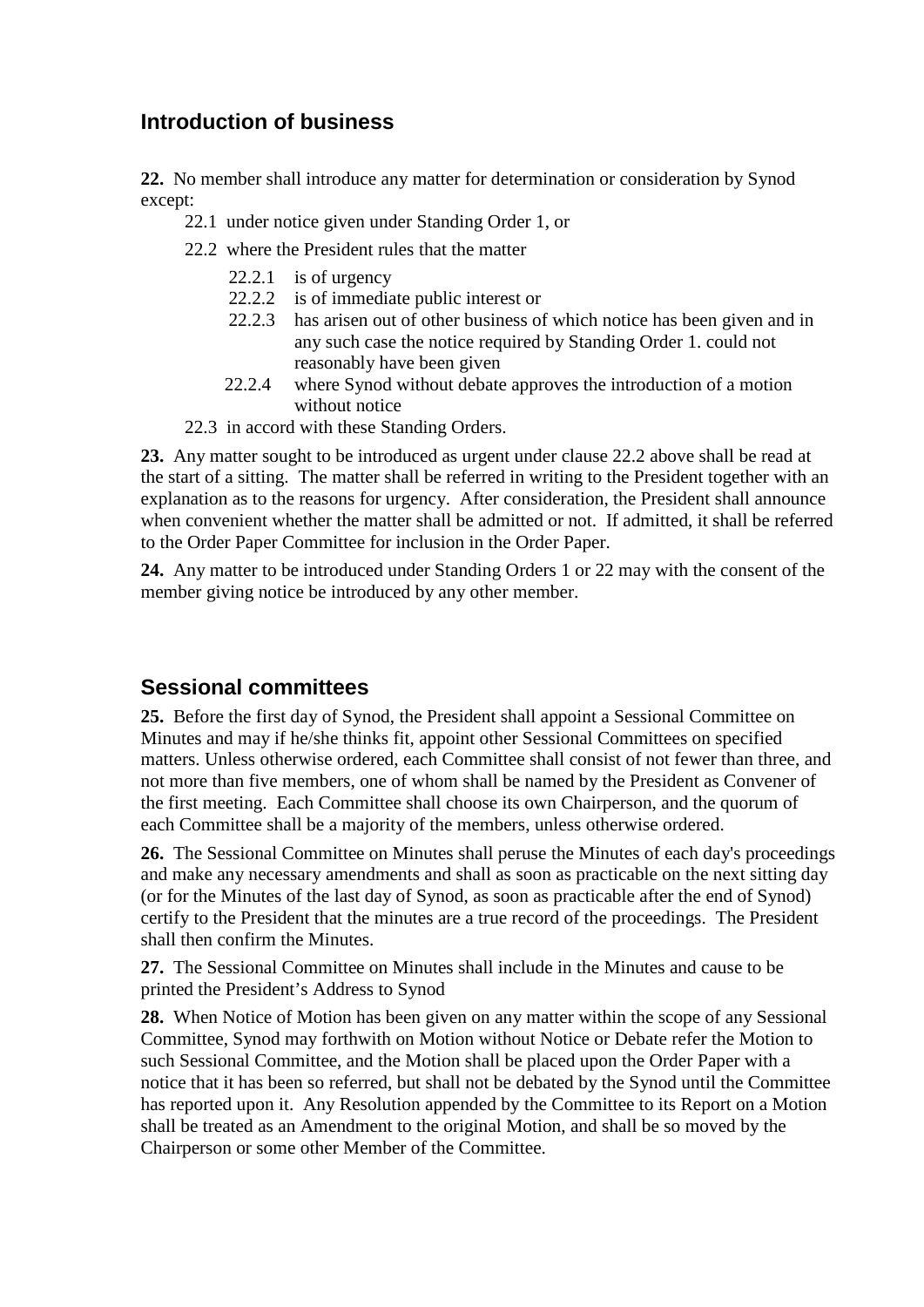## Introduction of business

**22.** No member shall introduce any matter for determination or consideration by Synod except:

- 22.1 under notice given under Standing Order 1, or
- 22.2 where the President rules that the matter
  - 22.2.1 is of urgency
  - 22.2.2 is of immediate public interest or
  - 22.2.3 has arisen out of other business of which notice has been given and in any such case the notice required by Standing Order 1. could not reasonably have been given
  - 22.2.4 where Synod without debate approves the introduction of a motion without notice
- 22.3 in accord with these Standing Orders.

**23.** Any matter sought to be introduced as urgent under clause 22.2 above shall be read at the start of a sitting. The matter shall be referred in writing to the President together with an explanation as to the reasons for urgency. After consideration, the President shall announce when convenient whether the matter shall be admitted or not. If admitted, it shall be referred to the Order Paper Committee for inclusion in the Order Paper.

**24.** Any matter to be introduced under Standing Orders 1 or 22 may with the consent of the member giving notice be introduced by any other member.

## Sessional committees

**25.** Before the first day of Synod, the President shall appoint a Sessional Committee on Minutes and may if he/she thinks fit, appoint other Sessional Committees on specified matters. Unless otherwise ordered, each Committee shall consist of not fewer than three, and not more than five members, one of whom shall be named by the President as Convener of the first meeting. Each Committee shall choose its own Chairperson, and the quorum of each Committee shall be a majority of the members, unless otherwise ordered.

**26.** The Sessional Committee on Minutes shall peruse the Minutes of each day's proceedings and make any necessary amendments and shall as soon as practicable on the next sitting day (or for the Minutes of the last day of Synod, as soon as practicable after the end of Synod) certify to the President that the minutes are a true record of the proceedings. The President shall then confirm the Minutes.

**27.** The Sessional Committee on Minutes shall include in the Minutes and cause to be printed the President's Address to Synod

**28.** When Notice of Motion has been given on any matter within the scope of any Sessional Committee, Synod may forthwith on Motion without Notice or Debate refer the Motion to such Sessional Committee, and the Motion shall be placed upon the Order Paper with a notice that it has been so referred, but shall not be debated by the Synod until the Committee has reported upon it. Any Resolution appended by the Committee to its Report on a Motion shall be treated as an Amendment to the original Motion, and shall be so moved by the Chairperson or some other Member of the Committee.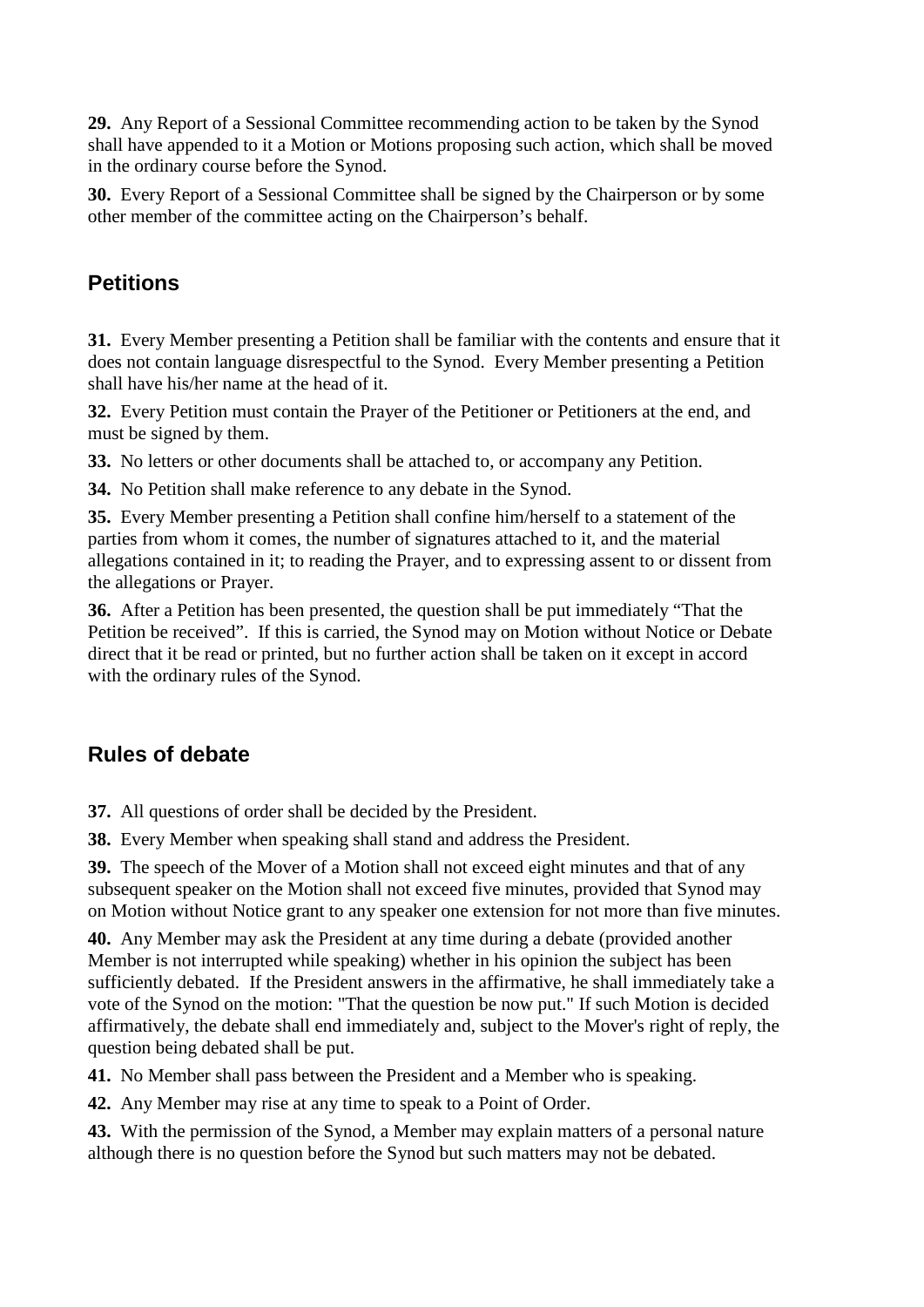**29.** Any Report of a Sessional Committee recommending action to be taken by the Synod shall have appended to it a Motion or Motions proposing such action, which shall be moved in the ordinary course before the Synod.

**30.** Every Report of a Sessional Committee shall be signed by the Chairperson or by some other member of the committee acting on the Chairperson's behalf.

## Petitions

**31.** Every Member presenting a Petition shall be familiar with the contents and ensure that it does not contain language disrespectful to the Synod. Every Member presenting a Petition shall have his/her name at the head of it.

**32.** Every Petition must contain the Prayer of the Petitioner or Petitioners at the end, and must be signed by them.

**33.** No letters or other documents shall be attached to, or accompany any Petition.

**34.** No Petition shall make reference to any debate in the Synod.

**35.** Every Member presenting a Petition shall confine him/herself to a statement of the parties from whom it comes, the number of signatures attached to it, and the material allegations contained in it; to reading the Prayer, and to expressing assent to or dissent from the allegations or Prayer.

**36.** After a Petition has been presented, the question shall be put immediately "That the Petition be received". If this is carried, the Synod may on Motion without Notice or Debate direct that it be read or printed, but no further action shall be taken on it except in accord with the ordinary rules of the Synod.

## Rules of debate

**37.** All questions of order shall be decided by the President.

**38.** Every Member when speaking shall stand and address the President.

**39.** The speech of the Mover of a Motion shall not exceed eight minutes and that of any subsequent speaker on the Motion shall not exceed five minutes, provided that Synod may on Motion without Notice grant to any speaker one extension for not more than five minutes.

**40.** Any Member may ask the President at any time during a debate (provided another Member is not interrupted while speaking) whether in his opinion the subject has been sufficiently debated. If the President answers in the affirmative, he shall immediately take a vote of the Synod on the motion: "That the question be now put." If such Motion is decided affirmatively, the debate shall end immediately and, subject to the Mover's right of reply, the question being debated shall be put.

**41.** No Member shall pass between the President and a Member who is speaking.

**42.** Any Member may rise at any time to speak to a Point of Order.

**43.** With the permission of the Synod, a Member may explain matters of a personal nature although there is no question before the Synod but such matters may not be debated.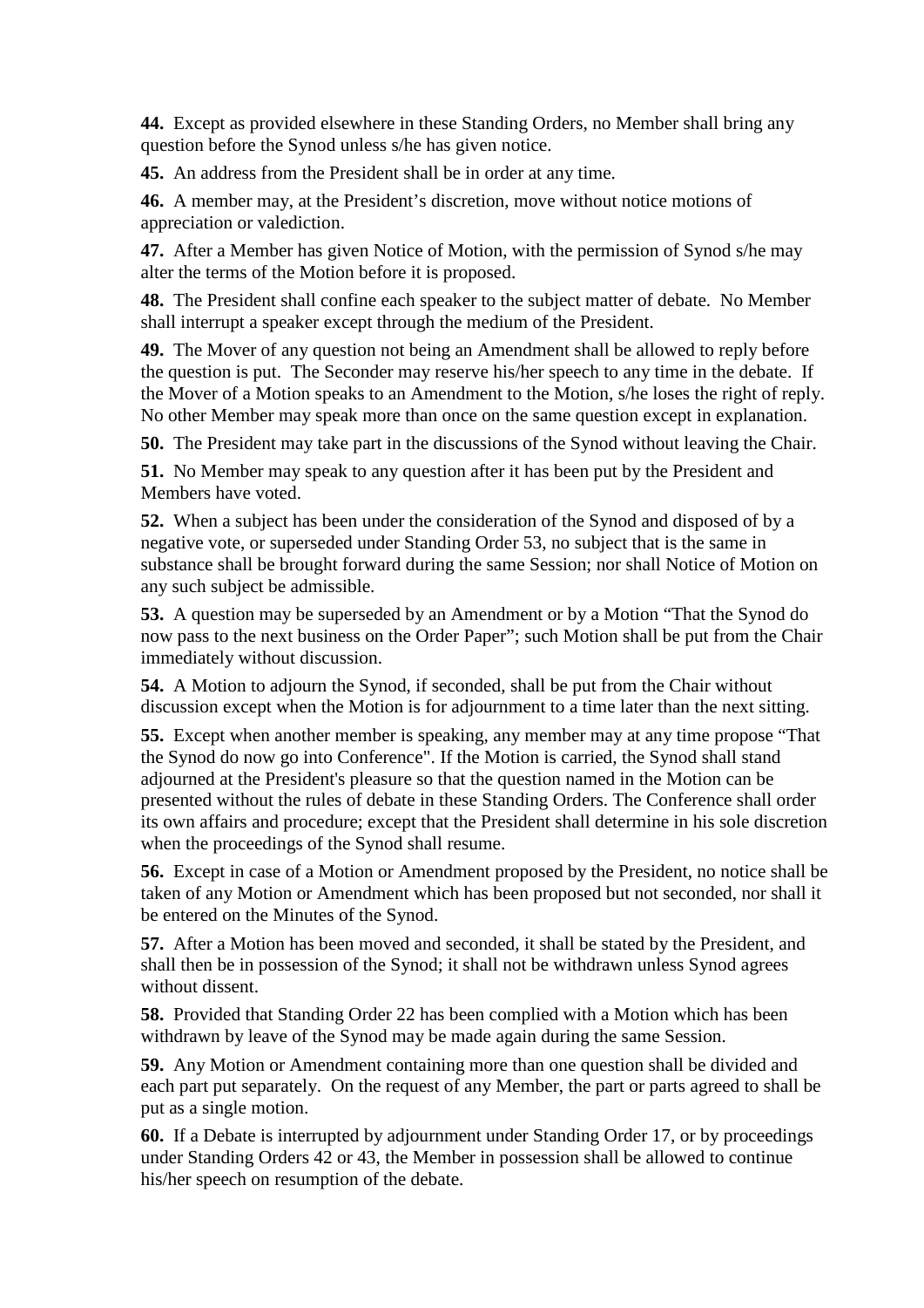**44.** Except as provided elsewhere in these Standing Orders, no Member shall bring any question before the Synod unless s/he has given notice.

**45.** An address from the President shall be in order at any time.

**46.** A member may, at the President's discretion, move without notice motions of appreciation or valediction.

**47.** After a Member has given Notice of Motion, with the permission of Synod s/he may alter the terms of the Motion before it is proposed.

**48.** The President shall confine each speaker to the subject matter of debate. No Member shall interrupt a speaker except through the medium of the President.

**49.** The Mover of any question not being an Amendment shall be allowed to reply before the question is put. The Seconder may reserve his/her speech to any time in the debate. If the Mover of a Motion speaks to an Amendment to the Motion, s/he loses the right of reply. No other Member may speak more than once on the same question except in explanation.

**50.** The President may take part in the discussions of the Synod without leaving the Chair.

**51.** No Member may speak to any question after it has been put by the President and Members have voted.

**52.** When a subject has been under the consideration of the Synod and disposed of by a negative vote, or superseded under Standing Order 53, no subject that is the same in substance shall be brought forward during the same Session; nor shall Notice of Motion on any such subject be admissible.

**53.** A question may be superseded by an Amendment or by a Motion "That the Synod do now pass to the next business on the Order Paper"; such Motion shall be put from the Chair immediately without discussion.

**54.** A Motion to adjourn the Synod, if seconded, shall be put from the Chair without discussion except when the Motion is for adjournment to a time later than the next sitting.

**55.** Except when another member is speaking, any member may at any time propose "That the Synod do now go into Conference". If the Motion is carried, the Synod shall stand adjourned at the President's pleasure so that the question named in the Motion can be presented without the rules of debate in these Standing Orders. The Conference shall order its own affairs and procedure; except that the President shall determine in his sole discretion when the proceedings of the Synod shall resume.

**56.** Except in case of a Motion or Amendment proposed by the President, no notice shall be taken of any Motion or Amendment which has been proposed but not seconded, nor shall it be entered on the Minutes of the Synod.

**57.** After a Motion has been moved and seconded, it shall be stated by the President, and shall then be in possession of the Synod; it shall not be withdrawn unless Synod agrees without dissent.

**58.** Provided that Standing Order 22 has been complied with a Motion which has been withdrawn by leave of the Synod may be made again during the same Session.

**59.** Any Motion or Amendment containing more than one question shall be divided and each part put separately. On the request of any Member, the part or parts agreed to shall be put as a single motion.

**60.** If a Debate is interrupted by adjournment under Standing Order 17, or by proceedings under Standing Orders 42 or 43, the Member in possession shall be allowed to continue his/her speech on resumption of the debate.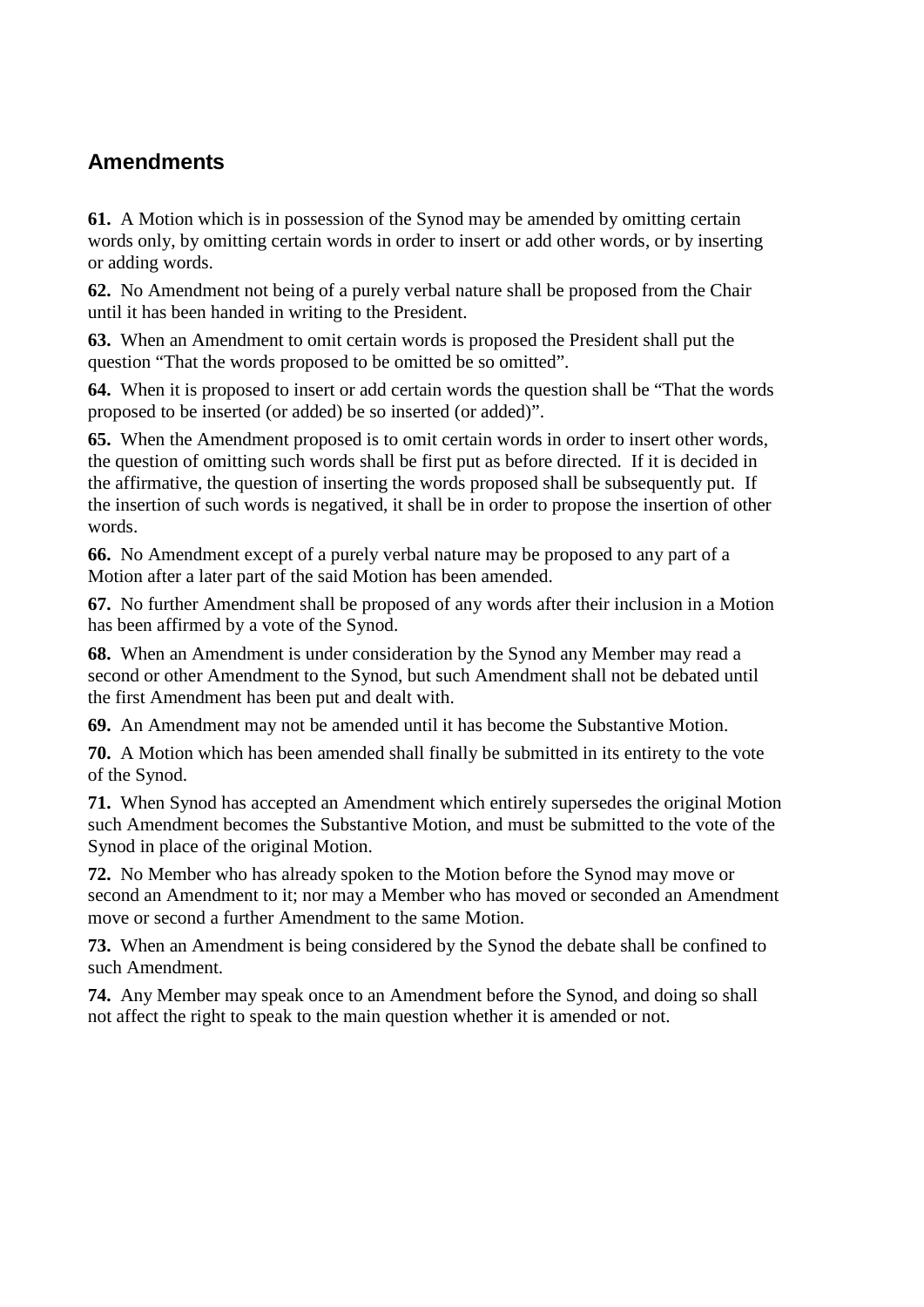## Amendments

**61.** A Motion which is in possession of the Synod may be amended by omitting certain words only, by omitting certain words in order to insert or add other words, or by inserting or adding words.

**62.** No Amendment not being of a purely verbal nature shall be proposed from the Chair until it has been handed in writing to the President.

**63.** When an Amendment to omit certain words is proposed the President shall put the question "That the words proposed to be omitted be so omitted".

**64.** When it is proposed to insert or add certain words the question shall be "That the words proposed to be inserted (or added) be so inserted (or added)".

**65.** When the Amendment proposed is to omit certain words in order to insert other words, the question of omitting such words shall be first put as before directed. If it is decided in the affirmative, the question of inserting the words proposed shall be subsequently put. If the insertion of such words is negatived, it shall be in order to propose the insertion of other words.

**66.** No Amendment except of a purely verbal nature may be proposed to any part of a Motion after a later part of the said Motion has been amended.

**67.** No further Amendment shall be proposed of any words after their inclusion in a Motion has been affirmed by a vote of the Synod.

**68.** When an Amendment is under consideration by the Synod any Member may read a second or other Amendment to the Synod, but such Amendment shall not be debated until the first Amendment has been put and dealt with.

**69.** An Amendment may not be amended until it has become the Substantive Motion.

**70.** A Motion which has been amended shall finally be submitted in its entirety to the vote of the Synod.

**71.** When Synod has accepted an Amendment which entirely supersedes the original Motion such Amendment becomes the Substantive Motion, and must be submitted to the vote of the Synod in place of the original Motion.

**72.** No Member who has already spoken to the Motion before the Synod may move or second an Amendment to it; nor may a Member who has moved or seconded an Amendment move or second a further Amendment to the same Motion.

**73.** When an Amendment is being considered by the Synod the debate shall be confined to such Amendment.

**74.** Any Member may speak once to an Amendment before the Synod, and doing so shall not affect the right to speak to the main question whether it is amended or not.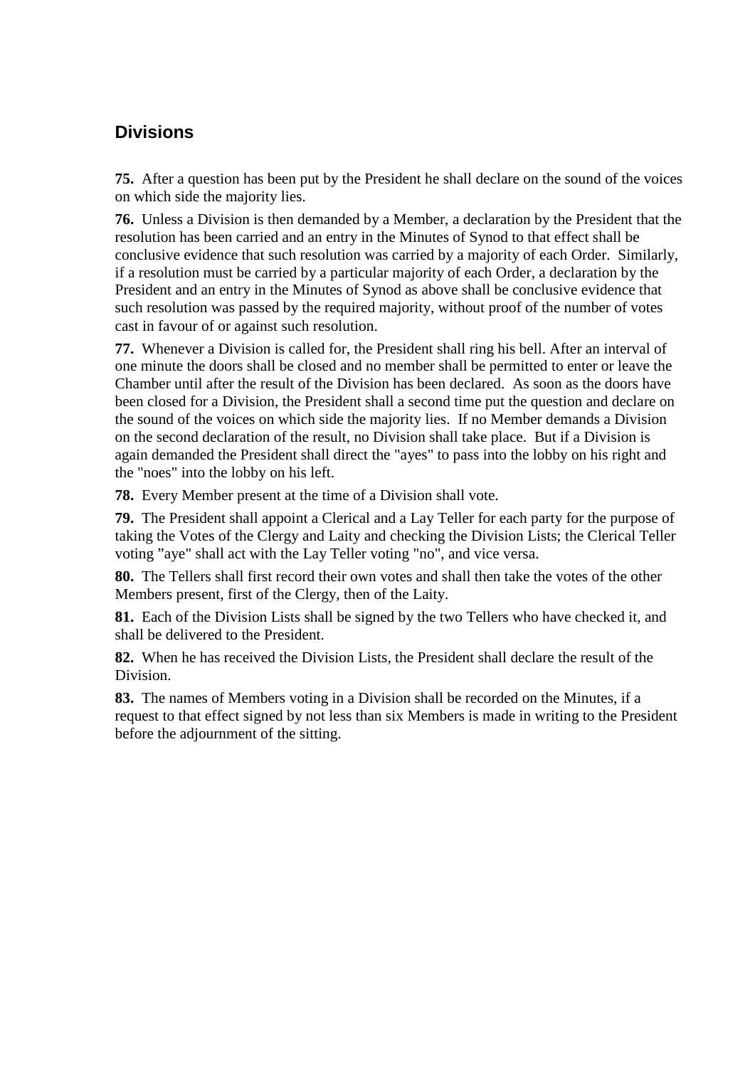## Divisions

**75.** After a question has been put by the President he shall declare on the sound of the voices on which side the majority lies.

**76.** Unless a Division is then demanded by a Member, a declaration by the President that the resolution has been carried and an entry in the Minutes of Synod to that effect shall be conclusive evidence that such resolution was carried by a majority of each Order. Similarly, if a resolution must be carried by a particular majority of each Order, a declaration by the President and an entry in the Minutes of Synod as above shall be conclusive evidence that such resolution was passed by the required majority, without proof of the number of votes cast in favour of or against such resolution.

**77.** Whenever a Division is called for, the President shall ring his bell. After an interval of one minute the doors shall be closed and no member shall be permitted to enter or leave the Chamber until after the result of the Division has been declared. As soon as the doors have been closed for a Division, the President shall a second time put the question and declare on the sound of the voices on which side the majority lies. If no Member demands a Division on the second declaration of the result, no Division shall take place. But if a Division is again demanded the President shall direct the "ayes" to pass into the lobby on his right and the "noes" into the lobby on his left.

**78.** Every Member present at the time of a Division shall vote.

**79.** The President shall appoint a Clerical and a Lay Teller for each party for the purpose of taking the Votes of the Clergy and Laity and checking the Division Lists; the Clerical Teller voting "aye" shall act with the Lay Teller voting "no", and vice versa.

**80.** The Tellers shall first record their own votes and shall then take the votes of the other Members present, first of the Clergy, then of the Laity.

**81.** Each of the Division Lists shall be signed by the two Tellers who have checked it, and shall be delivered to the President.

**82.** When he has received the Division Lists, the President shall declare the result of the Division.

**83.** The names of Members voting in a Division shall be recorded on the Minutes, if a request to that effect signed by not less than six Members is made in writing to the President before the adjournment of the sitting.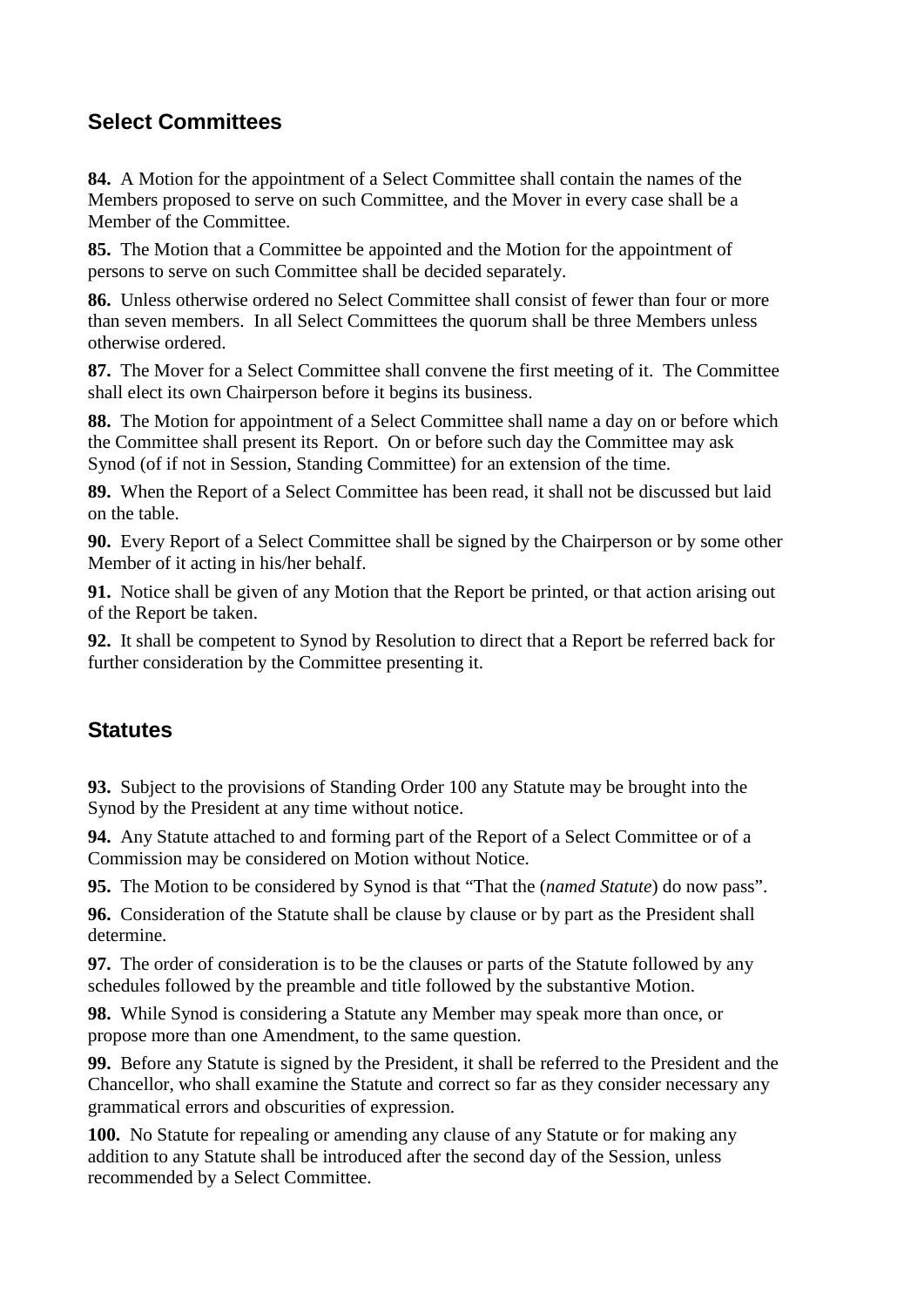## Select Committees

**84.** A Motion for the appointment of a Select Committee shall contain the names of the Members proposed to serve on such Committee, and the Mover in every case shall be a Member of the Committee.

**85.** The Motion that a Committee be appointed and the Motion for the appointment of persons to serve on such Committee shall be decided separately.

**86.** Unless otherwise ordered no Select Committee shall consist of fewer than four or more than seven members. In all Select Committees the quorum shall be three Members unless otherwise ordered.

**87.** The Mover for a Select Committee shall convene the first meeting of it. The Committee shall elect its own Chairperson before it begins its business.

**88.** The Motion for appointment of a Select Committee shall name a day on or before which the Committee shall present its Report. On or before such day the Committee may ask Synod (of if not in Session, Standing Committee) for an extension of the time.

**89.** When the Report of a Select Committee has been read, it shall not be discussed but laid on the table.

**90.** Every Report of a Select Committee shall be signed by the Chairperson or by some other Member of it acting in his/her behalf.

**91.** Notice shall be given of any Motion that the Report be printed, or that action arising out of the Report be taken.

**92.** It shall be competent to Synod by Resolution to direct that a Report be referred back for further consideration by the Committee presenting it.

## Statutes

**93.** Subject to the provisions of Standing Order 100 any Statute may be brought into the Synod by the President at any time without notice.

**94.** Any Statute attached to and forming part of the Report of a Select Committee or of a Commission may be considered on Motion without Notice.

**95.** The Motion to be considered by Synod is that "That the (*named Statute*) do now pass".

**96.** Consideration of the Statute shall be clause by clause or by part as the President shall determine.

**97.** The order of consideration is to be the clauses or parts of the Statute followed by any schedules followed by the preamble and title followed by the substantive Motion.

**98.** While Synod is considering a Statute any Member may speak more than once, or propose more than one Amendment, to the same question.

**99.** Before any Statute is signed by the President, it shall be referred to the President and the Chancellor, who shall examine the Statute and correct so far as they consider necessary any grammatical errors and obscurities of expression.

**100.** No Statute for repealing or amending any clause of any Statute or for making any addition to any Statute shall be introduced after the second day of the Session, unless recommended by a Select Committee.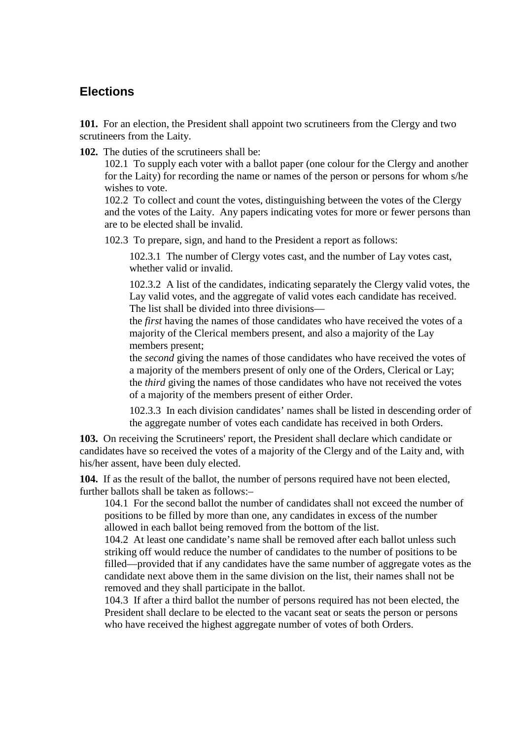## Elections

**101.** For an election, the President shall appoint two scrutineers from the Clergy and two scrutineers from the Laity.

**102.** The duties of the scrutineers shall be:

102.1 To supply each voter with a ballot paper (one colour for the Clergy and another for the Laity) for recording the name or names of the person or persons for whom s/he wishes to vote.

102.2 To collect and count the votes, distinguishing between the votes of the Clergy and the votes of the Laity. Any papers indicating votes for more or fewer persons than are to be elected shall be invalid.

102.3 To prepare, sign, and hand to the President a report as follows:

102.3.1 The number of Clergy votes cast, and the number of Lay votes cast, whether valid or invalid.

102.3.2 A list of the candidates, indicating separately the Clergy valid votes, the Lay valid votes, and the aggregate of valid votes each candidate has received. The list shall be divided into three divisions—
the *first* having the names of those candidates who have received the votes of a majority of the Clerical members present, and also a majority of the Lay members present;
the *second* giving the names of those candidates who have received the votes of a majority of the members present of only one of the Orders, Clerical or Lay;
the *third* giving the names of those candidates who have not received the votes of a majority of the members present of either Order.

102.3.3 In each division candidates' names shall be listed in descending order of the aggregate number of votes each candidate has received in both Orders.

**103.** On receiving the Scrutineers' report, the President shall declare which candidate or candidates have so received the votes of a majority of the Clergy and of the Laity and, with his/her assent, have been duly elected.

**104.** If as the result of the ballot, the number of persons required have not been elected, further ballots shall be taken as follows:–

104.1 For the second ballot the number of candidates shall not exceed the number of positions to be filled by more than one, any candidates in excess of the number allowed in each ballot being removed from the bottom of the list.

104.2 At least one candidate's name shall be removed after each ballot unless such striking off would reduce the number of candidates to the number of positions to be filled—provided that if any candidates have the same number of aggregate votes as the candidate next above them in the same division on the list, their names shall not be removed and they shall participate in the ballot.

104.3 If after a third ballot the number of persons required has not been elected, the President shall declare to be elected to the vacant seat or seats the person or persons who have received the highest aggregate number of votes of both Orders.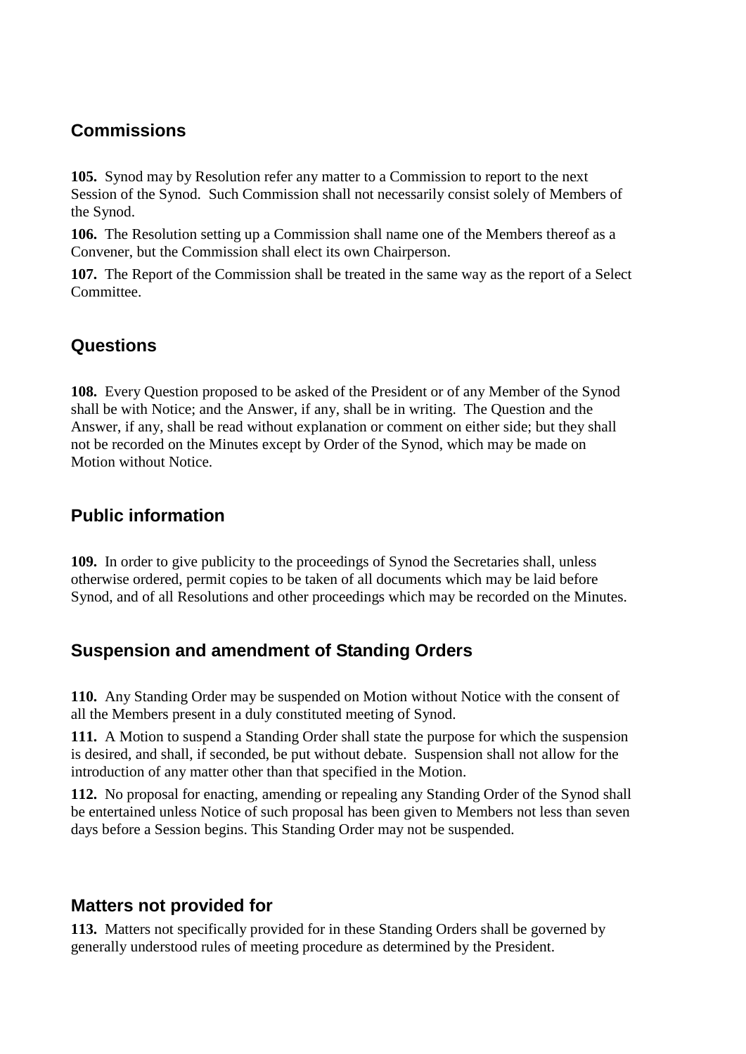## Commissions

**105.** Synod may by Resolution refer any matter to a Commission to report to the next Session of the Synod. Such Commission shall not necessarily consist solely of Members of the Synod.

**106.** The Resolution setting up a Commission shall name one of the Members thereof as a Convener, but the Commission shall elect its own Chairperson.

**107.** The Report of the Commission shall be treated in the same way as the report of a Select Committee.

## Questions

**108.** Every Question proposed to be asked of the President or of any Member of the Synod shall be with Notice; and the Answer, if any, shall be in writing. The Question and the Answer, if any, shall be read without explanation or comment on either side; but they shall not be recorded on the Minutes except by Order of the Synod, which may be made on Motion without Notice.

## Public information

**109.** In order to give publicity to the proceedings of Synod the Secretaries shall, unless otherwise ordered, permit copies to be taken of all documents which may be laid before Synod, and of all Resolutions and other proceedings which may be recorded on the Minutes.

## Suspension and amendment of Standing Orders

**110.** Any Standing Order may be suspended on Motion without Notice with the consent of all the Members present in a duly constituted meeting of Synod.

**111.** A Motion to suspend a Standing Order shall state the purpose for which the suspension is desired, and shall, if seconded, be put without debate. Suspension shall not allow for the introduction of any matter other than that specified in the Motion.

**112.** No proposal for enacting, amending or repealing any Standing Order of the Synod shall be entertained unless Notice of such proposal has been given to Members not less than seven days before a Session begins. This Standing Order may not be suspended.

## Matters not provided for

**113.** Matters not specifically provided for in these Standing Orders shall be governed by generally understood rules of meeting procedure as determined by the President.